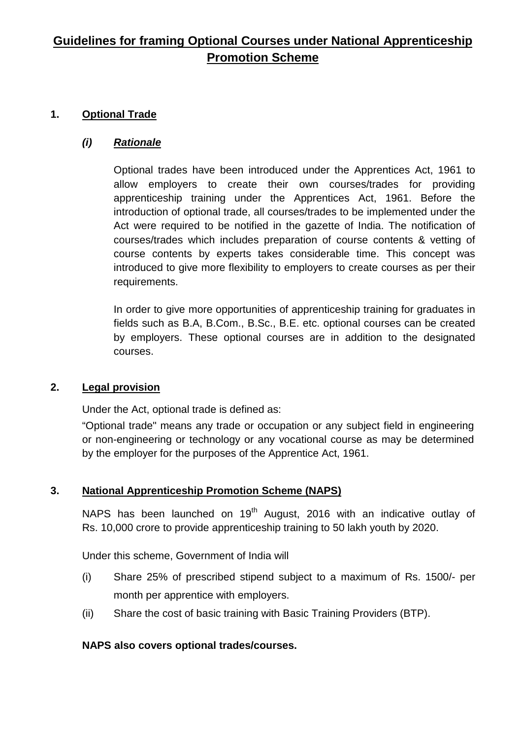# Guidelines for framing Optional Courses under National Apprenticeship Promotion Scheme

## 1. Optional Trade

### *(i) Rationale*

Optional trades have been introduced under the Apprentices Act, 1961 to allow employers to create their own courses/trades for providing apprenticeship training under the Apprentices Act, 1961. Before the introduction of optional trade, all courses/trades to be implemented under the Act were required to be notified in the gazette of India. The notification of courses/trades which includes preparation of course contents & vetting of course contents by experts takes considerable time. This concept was introduced to give more flexibility to employers to create courses as per their requirements.

In order to give more opportunities of apprenticeship training for graduates in fields such as B.A, B.Com., B.Sc., B.E. etc. optional courses can be created by employers. These optional courses are in addition to the designated courses.

## 2. Legal provision

Under the Act, optional trade is defined as:

“Optional trade" means any trade or occupation or any subject field in engineering or non-engineering or technology or any vocational course as may be determined by the employer for the purposes of the Apprentice Act, 1961.

## 3. National Apprenticeship Promotion Scheme (NAPS)

NAPS has been launched on 19th August, 2016 with an indicative outlay of Rs. 10,000 crore to provide apprenticeship training to 50 lakh youth by 2020.

Under this scheme, Government of India will

(i) Share 25% of prescribed stipend subject to a maximum of Rs. 1500/- per month per apprentice with employers.

(ii) Share the cost of basic training with Basic Training Providers (BTP).

**NAPS also covers optional trades/courses.**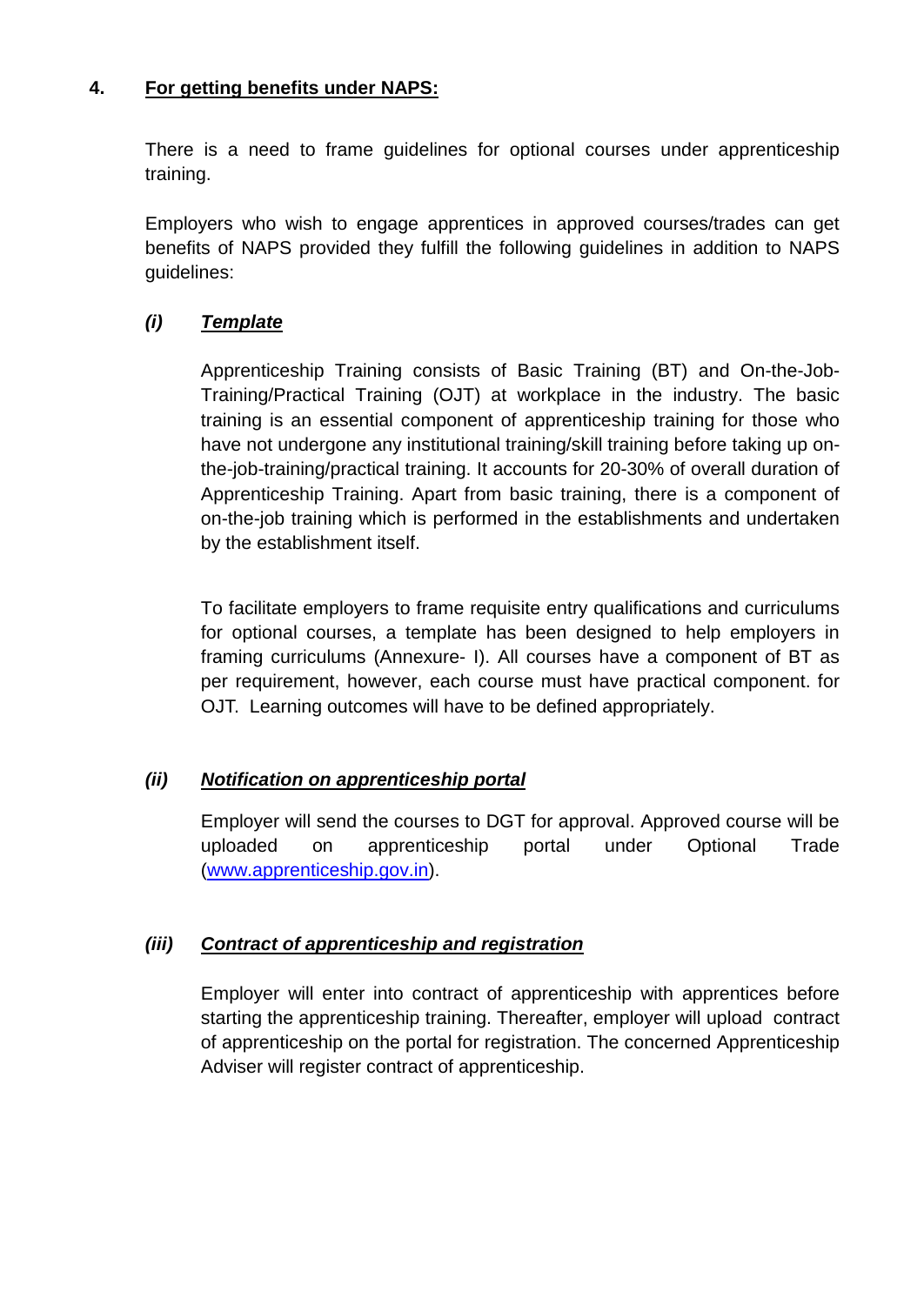## 4. **For getting benefits under NAPS:**

There is a need to frame guidelines for optional courses under apprenticeship training.

Employers who wish to engage apprentices in approved courses/trades can get benefits of NAPS provided they fulfill the following guidelines in addition to NAPS guidelines:

### *(i) Template*

Apprenticeship Training consists of Basic Training (BT) and On-the-Job-Training/Practical Training (OJT) at workplace in the industry. The basic training is an essential component of apprenticeship training for those who have not undergone any institutional training/skill training before taking up on-the-job-training/practical training. It accounts for 20-30% of overall duration of Apprenticeship Training. Apart from basic training, there is a component of on-the-job training which is performed in the establishments and undertaken by the establishment itself.

To facilitate employers to frame requisite entry qualifications and curriculums for optional courses, a template has been designed to help employers in framing curriculums (Annexure- I). All courses have a component of BT as per requirement, however, each course must have practical component. for OJT. Learning outcomes will have to be defined appropriately.

### *(ii) Notification on apprenticeship portal*

Employer will send the courses to DGT for approval. Approved course will be uploaded on apprenticeship portal under Optional Trade ([www.apprenticeship.gov.in](http://www.apprenticeship.gov.in)).

### *(iii) Contract of apprenticeship and registration*

Employer will enter into contract of apprenticeship with apprentices before starting the apprenticeship training. Thereafter, employer will upload contract of apprenticeship on the portal for registration. The concerned Apprenticeship Adviser will register contract of apprenticeship.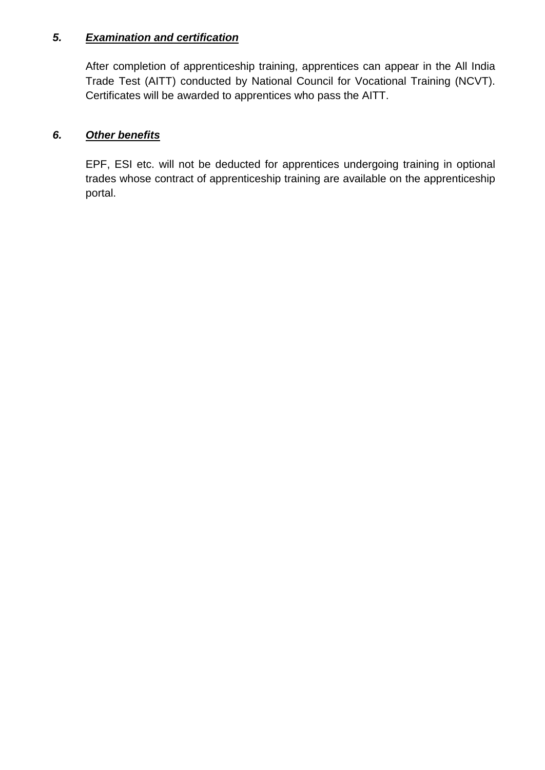### *5.* ***<u>Examination and certification</u>***

After completion of apprenticeship training, apprentices can appear in the All India Trade Test (AITT) conducted by National Council for Vocational Training (NCVT). Certificates will be awarded to apprentices who pass the AITT.

### *6.* ***<u>Other benefits</u>***

EPF, ESI etc. will not be deducted for apprentices undergoing training in optional trades whose contract of apprenticeship training are available on the apprenticeship portal.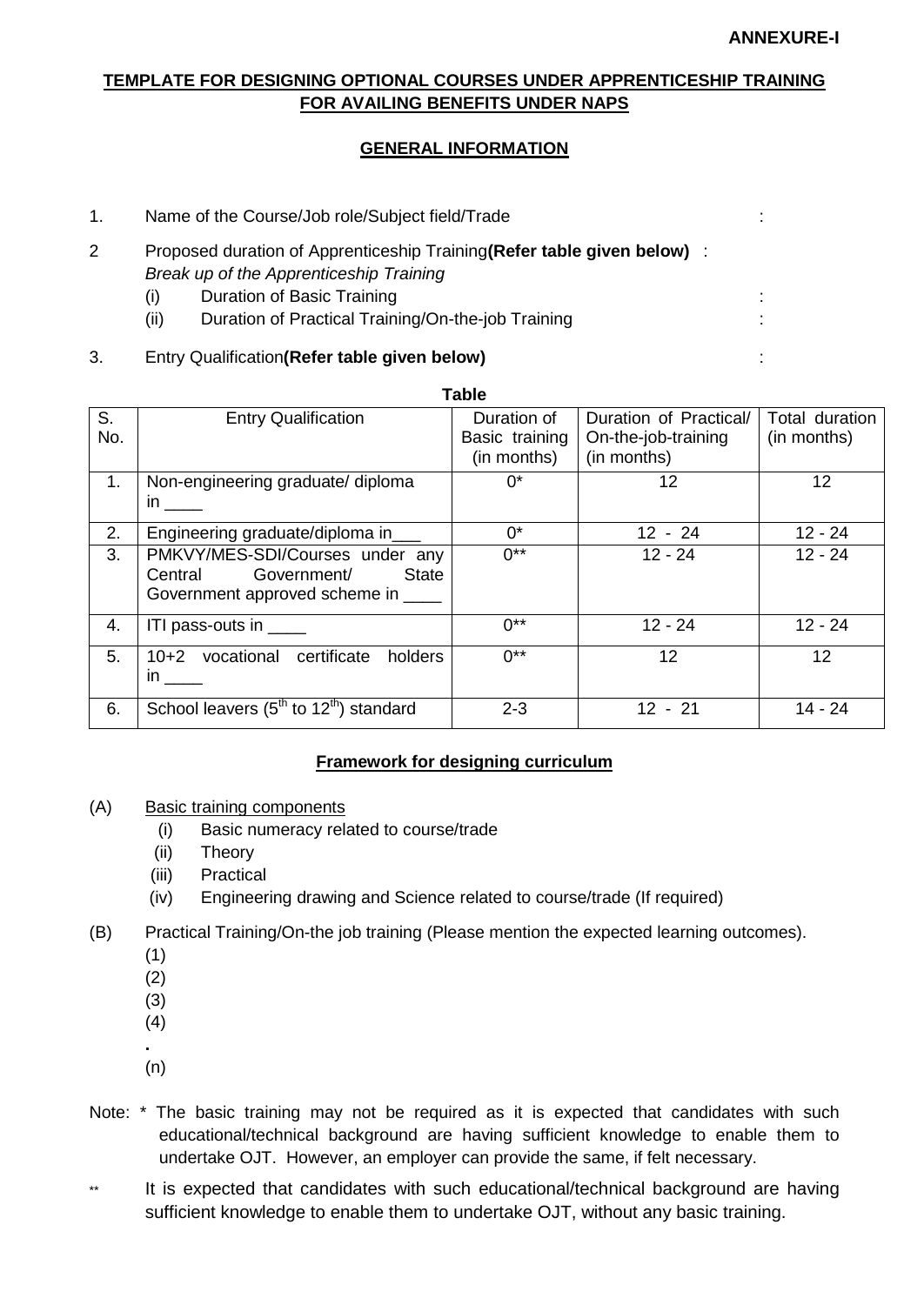**ANNEXURE-I**

## TEMPLATE FOR DESIGNING OPTIONAL COURSES UNDER APPRENTICESHIP TRAINING FOR AVAILING BENEFITS UNDER NAPS

### GENERAL INFORMATION

1. Name of the Course/Job role/Subject field/Trade :

2 Proposed duration of Apprenticeship Training **(Refer table given below)** :
   *Break up of the Apprenticeship Training*
   (i) Duration of Basic Training :
   (ii) Duration of Practical Training/On-the-job Training :

3. Entry Qualification **(Refer table given below)** :

**Table**

| S. No. | Entry Qualification | Duration of Basic training (in months) | Duration of Practical/ On-the-job-training (in months) | Total duration (in months) |
|---|---|---|---|---|
| 1. | Non-engineering graduate/ diploma in ____ | 0* | 12 | 12 |
| 2. | Engineering graduate/diploma in___ | 0* | 12 - 24 | 12 - 24 |
| 3. | PMKVY/MES-SDI/Courses under any Central Government/ State Government approved scheme in ____ | 0** | 12 - 24 | 12 - 24 |
| 4. | ITI pass-outs in ____ | 0** | 12 - 24 | 12 - 24 |
| 5. | 10+2 vocational certificate holders in ____ | 0** | 12 | 12 |
| 6. | School leavers (5th to 12th) standard | 2-3 | 12 - 21 | 14 - 24 |

### Framework for designing curriculum

(A) Basic training components
   (i) Basic numeracy related to course/trade
   (ii) Theory
   (iii) Practical
   (iv) Engineering drawing and Science related to course/trade (If required)

(B) Practical Training/On-the job training (Please mention the expected learning outcomes).
   (1)
   (2)
   (3)
   (4)
   .
   (n)

Note: * The basic training may not be required as it is expected that candidates with such educational/technical background are having sufficient knowledge to enable them to undertake OJT. However, an employer can provide the same, if felt necessary.

** It is expected that candidates with such educational/technical background are having sufficient knowledge to enable them to undertake OJT, without any basic training.